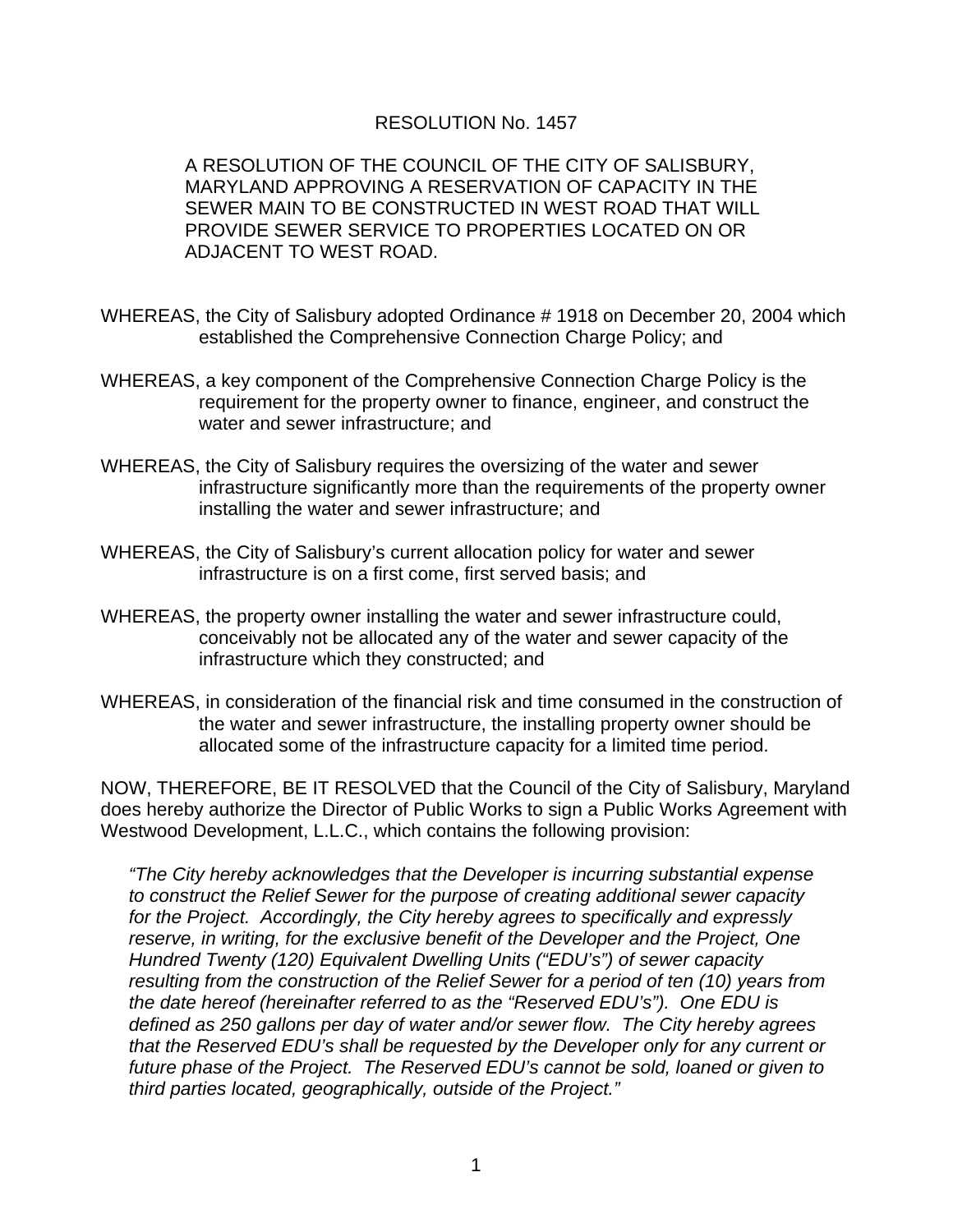# RESOLUTION No. 1457

A RESOLUTION OF THE COUNCIL OF THE CITY OF SALISBURY, MARYLAND APPROVING A RESERVATION OF CAPACITY IN THE SEWER MAIN TO BE CONSTRUCTED IN WEST ROAD THAT WILL PROVIDE SEWER SERVICE TO PROPERTIES LOCATED ON OR ADJACENT TO WEST ROAD.

WHEREAS, the City of Salisbury adopted Ordinance # 1918 on December 20, 2004 which established the Comprehensive Connection Charge Policy; and

WHEREAS, a key component of the Comprehensive Connection Charge Policy is the requirement for the property owner to finance, engineer, and construct the water and sewer infrastructure; and

WHEREAS, the City of Salisbury requires the oversizing of the water and sewer infrastructure significantly more than the requirements of the property owner installing the water and sewer infrastructure; and

WHEREAS, the City of Salisbury's current allocation policy for water and sewer infrastructure is on a first come, first served basis; and

WHEREAS, the property owner installing the water and sewer infrastructure could, conceivably not be allocated any of the water and sewer capacity of the infrastructure which they constructed; and

WHEREAS, in consideration of the financial risk and time consumed in the construction of the water and sewer infrastructure, the installing property owner should be allocated some of the infrastructure capacity for a limited time period.

NOW, THEREFORE, BE IT RESOLVED that the Council of the City of Salisbury, Maryland does hereby authorize the Director of Public Works to sign a Public Works Agreement with Westwood Development, L.L.C., which contains the following provision:

*"The City hereby acknowledges that the Developer is incurring substantial expense to construct the Relief Sewer for the purpose of creating additional sewer capacity for the Project. Accordingly, the City hereby agrees to specifically and expressly reserve, in writing, for the exclusive benefit of the Developer and the Project, One Hundred Twenty (120) Equivalent Dwelling Units ("EDU's") of sewer capacity resulting from the construction of the Relief Sewer for a period of ten (10) years from the date hereof (hereinafter referred to as the "Reserved EDU's"). One EDU is defined as 250 gallons per day of water and/or sewer flow. The City hereby agrees that the Reserved EDU's shall be requested by the Developer only for any current or future phase of the Project. The Reserved EDU's cannot be sold, loaned or given to third parties located, geographically, outside of the Project."*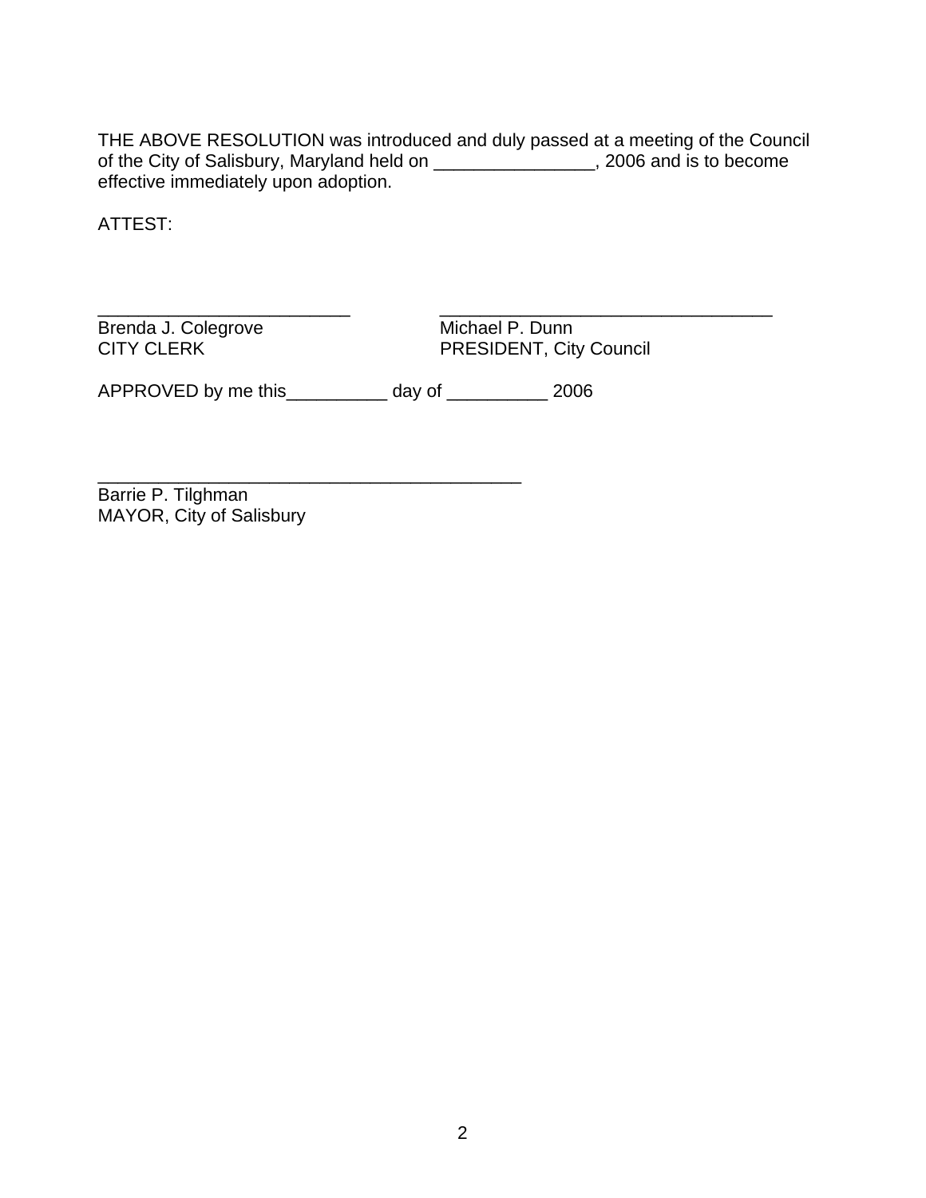THE ABOVE RESOLUTION was introduced and duly passed at a meeting of the Council of the City of Salisbury, Maryland held on ________________, 2006 and is to become effective immediately upon adoption.

ATTEST:

| | |
|---|---|
| __________________________ | __________________________________ |
| Brenda J. Colegrove | Michael P. Dunn |
| CITY CLERK | PRESIDENT, City Council |

APPROVED by me this__________ day of __________ 2006

____________________________________________

Barrie P. Tilghman
MAYOR, City of Salisbury